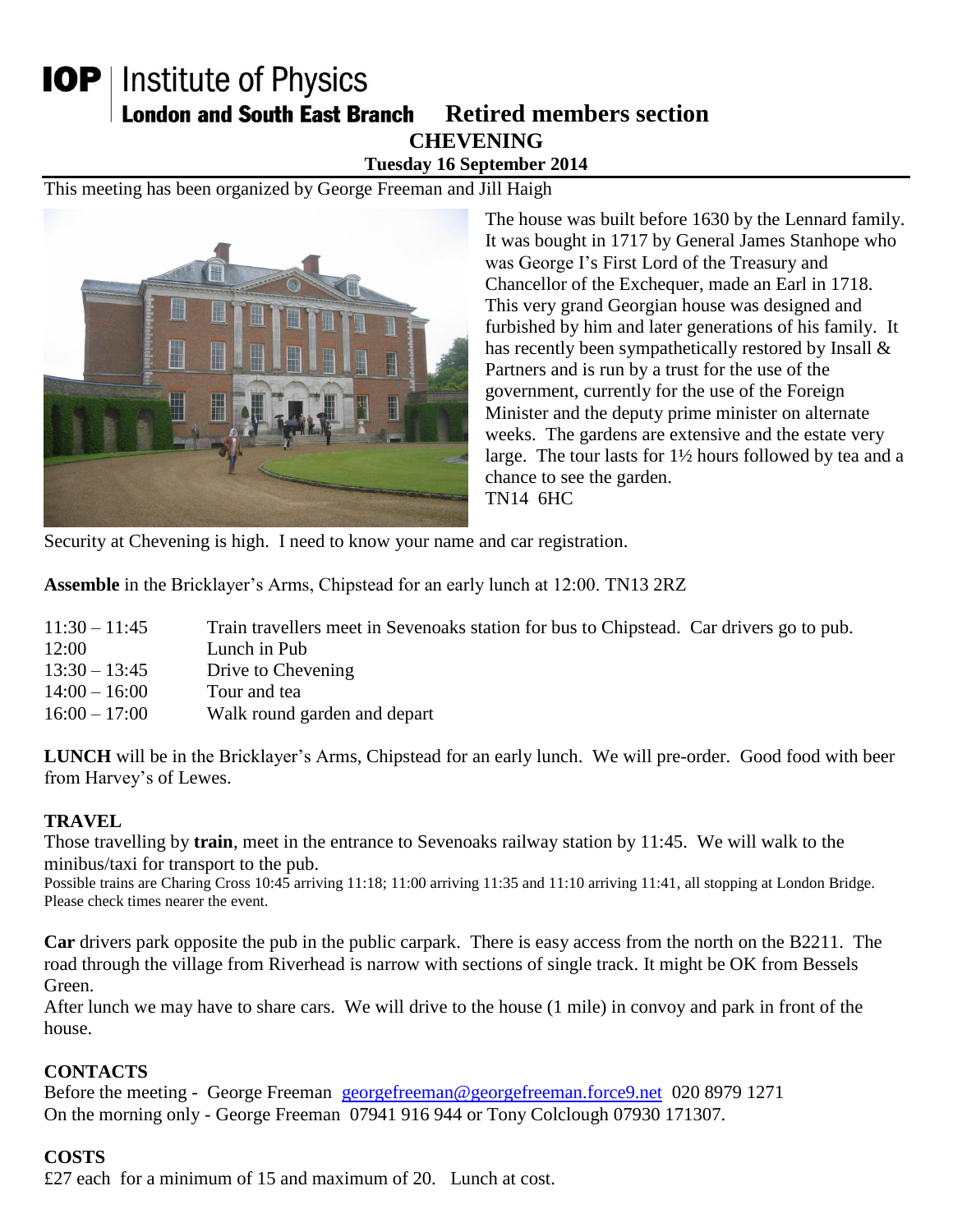# IOP | Institute of Physics

## London and South East Branch Retired members section

## CHEVENING

**Tuesday 16 September 2014**

This meeting has been organized by George Freeman and Jill Haigh

The house was built before 1630 by the Lennard family. It was bought in 1717 by General James Stanhope who was George I's First Lord of the Treasury and Chancellor of the Exchequer, made an Earl in 1718. This very grand Georgian house was designed and furbished by him and later generations of his family. It has recently been sympathetically restored by Insall & Partners and is run by a trust for the use of the government, currently for the use of the Foreign Minister and the deputy prime minister on alternate weeks. The gardens are extensive and the estate very large. The tour lasts for 1½ hours followed by tea and a chance to see the garden.
TN14 6HC

Security at Chevening is high. I need to know your name and car registration.

**Assemble** in the Bricklayer's Arms, Chipstead for an early lunch at 12:00. TN13 2RZ

| | |
|---|---|
| 11:30 – 11:45 | Train travellers meet in Sevenoaks station for bus to Chipstead. Car drivers go to pub. |
| 12:00 | Lunch in Pub |
| 13:30 – 13:45 | Drive to Chevening |
| 14:00 – 16:00 | Tour and tea |
| 16:00 – 17:00 | Walk round garden and depart |

**LUNCH** will be in the Bricklayer's Arms, Chipstead for an early lunch. We will pre-order. Good food with beer from Harvey's of Lewes.

**TRAVEL**

Those travelling by **train**, meet in the entrance to Sevenoaks railway station by 11:45. We will walk to the minibus/taxi for transport to the pub.

Possible trains are Charing Cross 10:45 arriving 11:18; 11:00 arriving 11:35 and 11:10 arriving 11:41, all stopping at London Bridge. Please check times nearer the event.

**Car** drivers park opposite the pub in the public carpark. There is easy access from the north on the B2211. The road through the village from Riverhead is narrow with sections of single track. It might be OK from Bessels Green.

After lunch we may have to share cars. We will drive to the house (1 mile) in convoy and park in front of the house.

**CONTACTS**

Before the meeting - George Freeman georgefreeman@georgefreeman.force9.net 020 8979 1271

On the morning only - George Freeman 07941 916 944 or Tony Colclough 07930 171307.

**COSTS**

£27 each for a minimum of 15 and maximum of 20. Lunch at cost.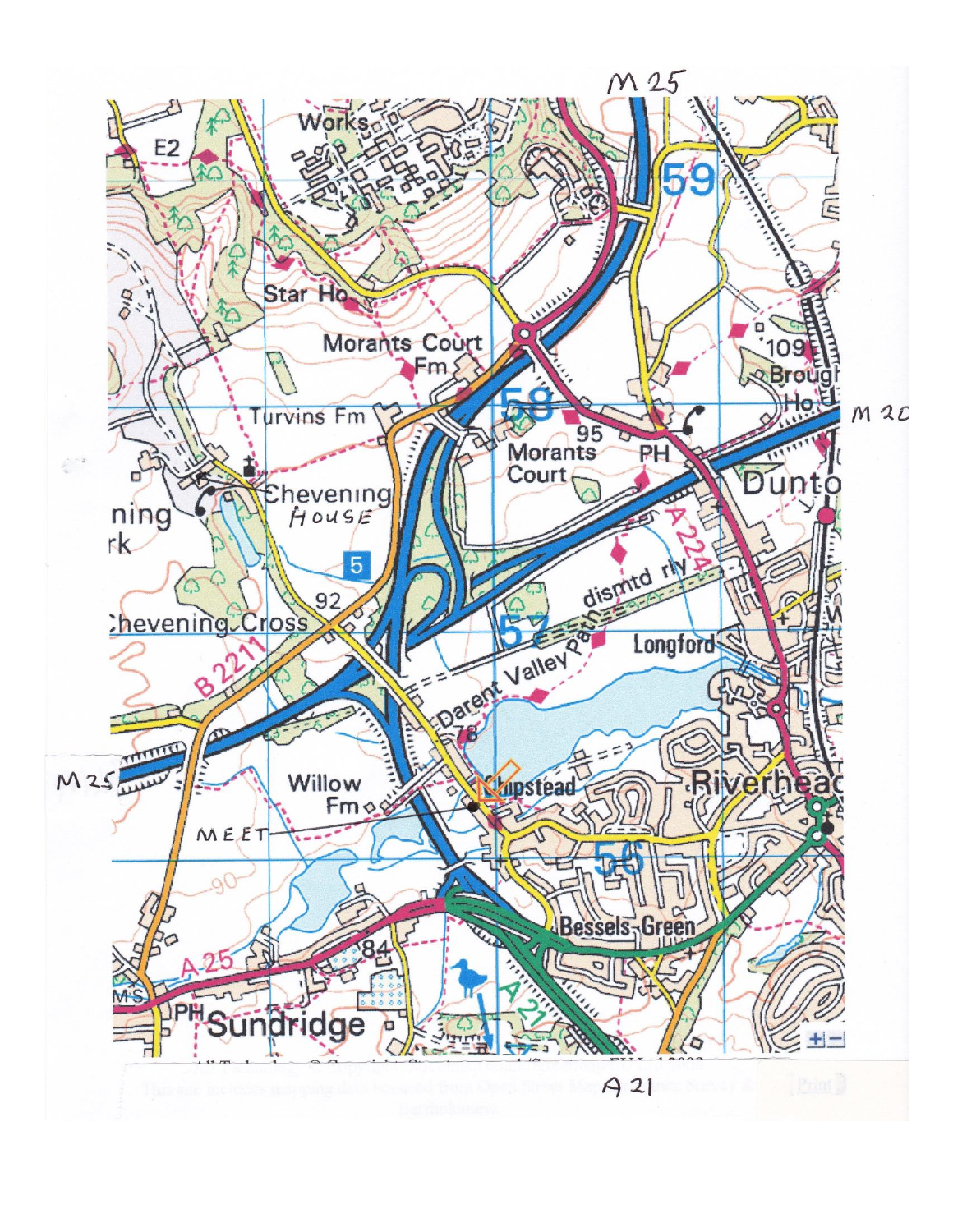M 25

Works

E2

59

Star Ho

Morants Court Fm

109

Brough Ho

Turvins Fm

58

95

Morants Court

PH

M 20

Dunto

Chevening HOUSE

ning
rk

5

A 224

dismtd rly

92

Chevening Cross

57

Longford

B2211

Darent Valley Path

78

M25

Willow Fm

Chipstead

Riverhead

MEET

56

Bessels Green

84

A 25

MS

PH

Sundridge

A 21

A 21